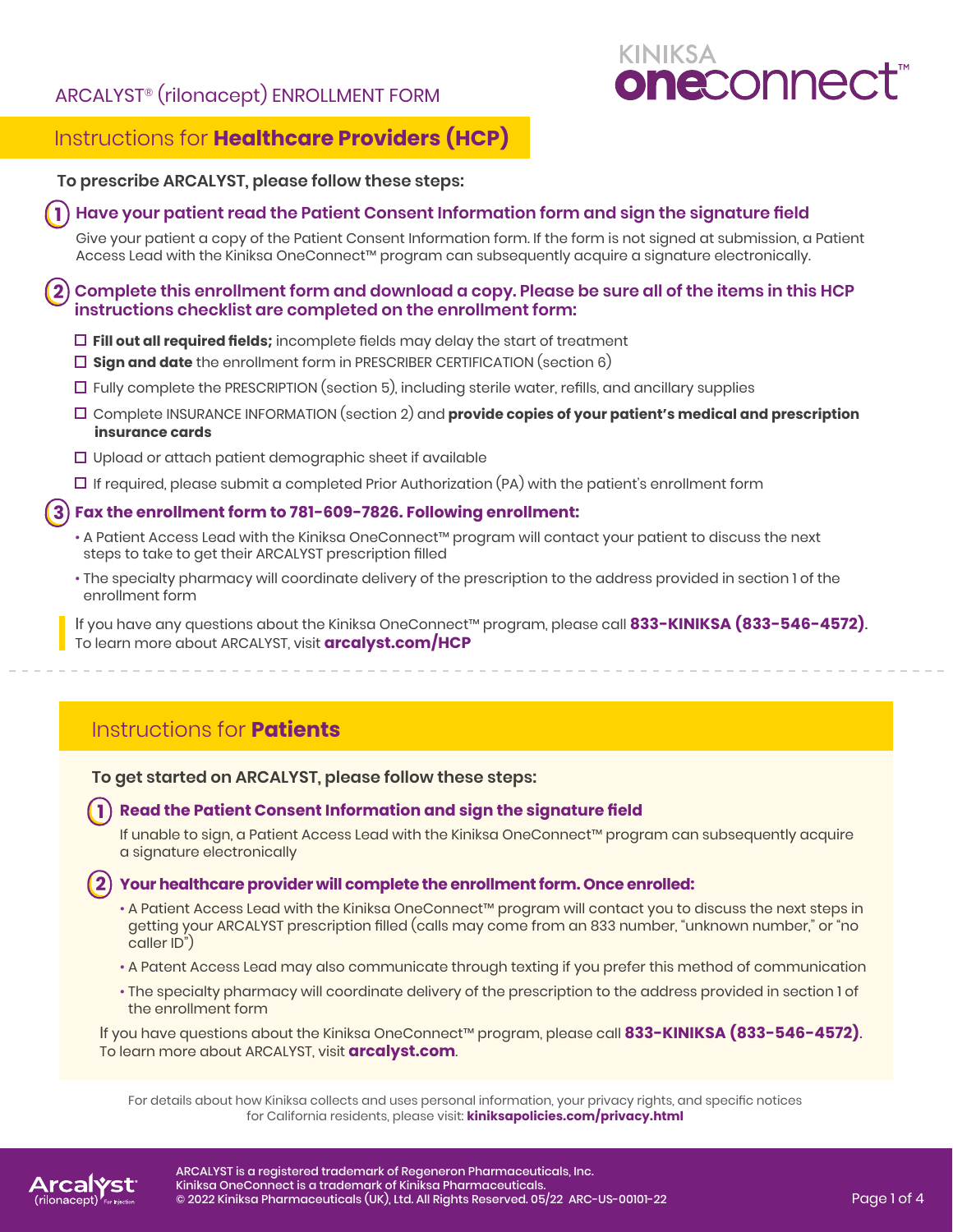KINIKSA **one**connect™

ARCALYST® (rilonacept) ENROLLMENT FORM

## Instructions for **Healthcare Providers (HCP)**

**To prescribe ARCALYST, please follow these steps:**

### 1. Have your patient read the Patient Consent Information form and sign the signature field

Give your patient a copy of the Patient Consent Information form. If the form is not signed at submission, a Patient Access Lead with the Kiniksa OneConnect™ program can subsequently acquire a signature electronically.

### 2. Complete this enrollment form and download a copy. Please be sure all of the items in this HCP instructions checklist are completed on the enrollment form:

- ☐ **Fill out all required fields;** incomplete fields may delay the start of treatment
- ☐ **Sign and date** the enrollment form in PRESCRIBER CERTIFICATION (section 6)
- ☐ Fully complete the PRESCRIPTION (section 5), including sterile water, refills, and ancillary supplies
- ☐ Complete INSURANCE INFORMATION (section 2) and **provide copies of your patient's medical and prescription insurance cards**
- ☐ Upload or attach patient demographic sheet if available
- ☐ If required, please submit a completed Prior Authorization (PA) with the patient's enrollment form

### 3. Fax the enrollment form to 781-609-7826. Following enrollment:

- A Patient Access Lead with the Kiniksa OneConnect™ program will contact your patient to discuss the next steps to take to get their ARCALYST prescription filled
- The specialty pharmacy will coordinate delivery of the prescription to the address provided in section 1 of the enrollment form

If you have any questions about the Kiniksa OneConnect™ program, please call **833-KINIKSA (833-546-4572)**. To learn more about ARCALYST, visit **arcalyst.com/HCP**

---

## Instructions for **Patients**

**To get started on ARCALYST, please follow these steps:**

### 1. Read the Patient Consent Information and sign the signature field

If unable to sign, a Patient Access Lead with the Kiniksa OneConnect™ program can subsequently acquire a signature electronically

### 2. Your healthcare provider will complete the enrollment form. Once enrolled:

- A Patient Access Lead with the Kiniksa OneConnect™ program will contact you to discuss the next steps in getting your ARCALYST prescription filled (calls may come from an 833 number, "unknown number," or "no caller ID")
- A Patent Access Lead may also communicate through texting if you prefer this method of communication
- The specialty pharmacy will coordinate delivery of the prescription to the address provided in section 1 of the enrollment form

If you have questions about the Kiniksa OneConnect™ program, please call **833-KINIKSA (833-546-4572)**. To learn more about ARCALYST, visit **arcalyst.com**.

For details about how Kiniksa collects and uses personal information, your privacy rights, and specific notices for California residents, please visit: **kiniksapolicies.com/privacy.html**

ARCALYST is a registered trademark of Regeneron Pharmaceuticals, Inc.
Kiniksa OneConnect is a trademark of Kiniksa Pharmaceuticals.
© 2022 Kiniksa Pharmaceuticals (UK), Ltd. All Rights Reserved. 05/22 ARC-US-00101-22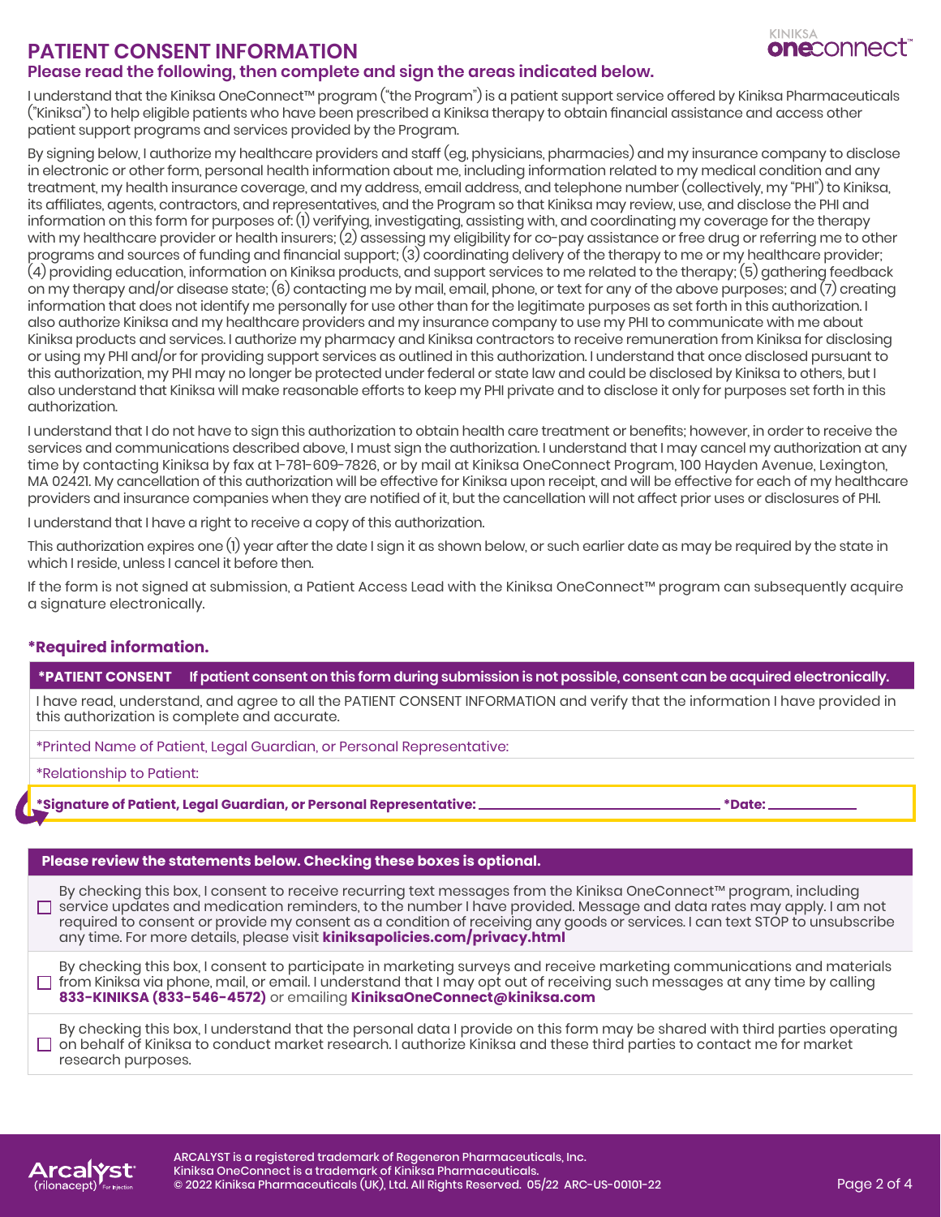# PATIENT CONSENT INFORMATION

## Please read the following, then complete and sign the areas indicated below.

I understand that the Kiniksa OneConnect™ program ("the Program") is a patient support service offered by Kiniksa Pharmaceuticals ("Kiniksa") to help eligible patients who have been prescribed a Kiniksa therapy to obtain financial assistance and access other patient support programs and services provided by the Program.

By signing below, I authorize my healthcare providers and staff (eg, physicians, pharmacies) and my insurance company to disclose in electronic or other form, personal health information about me, including information related to my medical condition and any treatment, my health insurance coverage, and my address, email address, and telephone number (collectively, my "PHI") to Kiniksa, its affiliates, agents, contractors, and representatives, and the Program so that Kiniksa may review, use, and disclose the PHI and information on this form for purposes of: (1) verifying, investigating, assisting with, and coordinating my coverage for the therapy with my healthcare provider or health insurers; (2) assessing my eligibility for co-pay assistance or free drug or referring me to other programs and sources of funding and financial support; (3) coordinating delivery of the therapy to me or my healthcare provider; (4) providing education, information on Kiniksa products, and support services to me related to the therapy; (5) gathering feedback on my therapy and/or disease state; (6) contacting me by mail, email, phone, or text for any of the above purposes; and (7) creating information that does not identify me personally for use other than for the legitimate purposes as set forth in this authorization. I also authorize Kiniksa and my healthcare providers and my insurance company to use my PHI to communicate with me about Kiniksa products and services. I authorize my pharmacy and Kiniksa contractors to receive remuneration from Kiniksa for disclosing or using my PHI and/or for providing support services as outlined in this authorization. I understand that once disclosed pursuant to this authorization, my PHI may no longer be protected under federal or state law and could be disclosed by Kiniksa to others, but I also understand that Kiniksa will make reasonable efforts to keep my PHI private and to disclose it only for purposes set forth in this authorization.

I understand that I do not have to sign this authorization to obtain health care treatment or benefits; however, in order to receive the services and communications described above, I must sign the authorization. I understand that I may cancel my authorization at any time by contacting Kiniksa by fax at 1-781-609-7826, or by mail at Kiniksa OneConnect Program, 100 Hayden Avenue, Lexington, MA 02421. My cancellation of this authorization will be effective for Kiniksa upon receipt, and will be effective for each of my healthcare providers and insurance companies when they are notified of it, but the cancellation will not affect prior uses or disclosures of PHI.

I understand that I have a right to receive a copy of this authorization.

This authorization expires one (1) year after the date I sign it as shown below, or such earlier date as may be required by the state in which I reside, unless I cancel it before then.

If the form is not signed at submission, a Patient Access Lead with the Kiniksa OneConnect™ program can subsequently acquire a signature electronically.

### *Required information.

**\*PATIENT CONSENT** **If patient consent on this form during submission is not possible, consent can be acquired electronically.**

I have read, understand, and agree to all the PATIENT CONSENT INFORMATION and verify that the information I have provided in this authorization is complete and accurate.

*Printed Name of Patient, Legal Guardian, or Personal Representative:

*Relationship to Patient:

**\*Signature of Patient, Legal Guardian, or Personal Representative:** ______________________ **\*Date:** __________

**Please review the statements below. Checking these boxes is optional.**

☐ By checking this box, I consent to receive recurring text messages from the Kiniksa OneConnect™ program, including service updates and medication reminders, to the number I have provided. Message and data rates may apply. I am not required to consent or provide my consent as a condition of receiving any goods or services. I can text STOP to unsubscribe any time. For more details, please visit **kiniksapolicies.com/privacy.html**

☐ By checking this box, I consent to participate in marketing surveys and receive marketing communications and materials from Kiniksa via phone, mail, or email. I understand that I may opt out of receiving such messages at any time by calling **833-KINIKSA (833-546-4572)** or emailing **KiniksaOneConnect@kiniksa.com**

☐ By checking this box, I understand that the personal data I provide on this form may be shared with third parties operating on behalf of Kiniksa to conduct market research. I authorize Kiniksa and these third parties to contact me for market research purposes.

ARCALYST is a registered trademark of Regeneron Pharmaceuticals, Inc.
Kiniksa OneConnect is a trademark of Kiniksa Pharmaceuticals.
© 2022 Kiniksa Pharmaceuticals (UK), Ltd. All Rights Reserved. 05/22 ARC-US-00101-22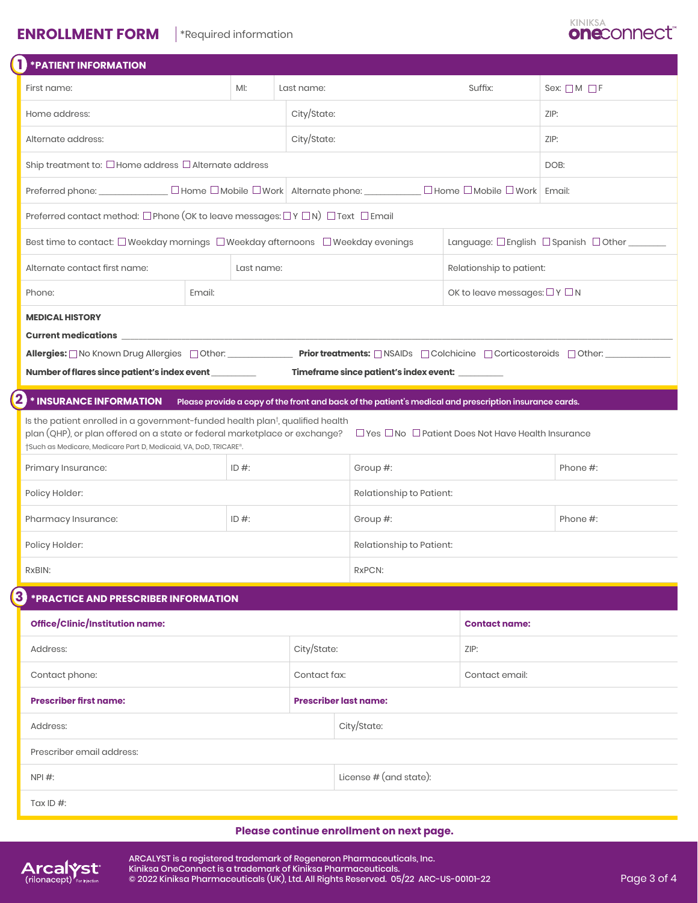# ENROLLMENT FORM

*Required information

KINIKSA **one**connect™

## 1 *PATIENT INFORMATION

| First name: | MI: | Last name: | Suffix: | Sex: ☐ M ☐ F |
|---|---|---|---|---|
| Home address: | | City/State: | | ZIP: |
| Alternate address: | | City/State: | | ZIP: |
| Ship treatment to: ☐ Home address ☐ Alternate address | | | | DOB: |
| Preferred phone: ______________ ☐ Home ☐ Mobile ☐ Work | | Alternate phone: ____________ ☐ Home ☐ Mobile ☐ Work | | Email: |

Preferred contact method: ☐ Phone (OK to leave messages: ☐ Y ☐ N) ☐ Text ☐ Email

| Best time to contact: ☐ Weekday mornings ☐ Weekday afternoons ☐ Weekday evenings | | Language: ☐ English ☐ Spanish ☐ Other ________ |
|---|---|---|
| Alternate contact first name: | Last name: | Relationship to patient: |
| Phone: | Email: | OK to leave messages: ☐ Y ☐ N |

**MEDICAL HISTORY**

**Current medications** ______________________________________________

**Allergies:** ☐ No Known Drug Allergies ☐ Other: ______________ **Prior treatments:** ☐ NSAIDs ☐ Colchicine ☐ Corticosteroids ☐ Other: ______________

**Number of flares since patient's index event** __________ **Timeframe since patient's index event:** __________

## 2 * INSURANCE INFORMATION

**Please provide a copy of the front and back of the patient's medical and prescription insurance cards.**

Is the patient enrolled in a government-funded health plan†, qualified health plan (QHP), or plan offered on a state or federal marketplace or exchange? ☐ Yes ☐ No ☐ Patient Does Not Have Health Insurance

†Such as Medicare, Medicare Part D, Medicaid, VA, DoD, TRICARE®.

| Primary Insurance: | ID #: | Group #: | Phone #: |
|---|---|---|---|
| Policy Holder: | | Relationship to Patient: | |
| Pharmacy Insurance: | ID #: | Group #: | Phone #: |
| Policy Holder: | | Relationship to Patient: | |
| RxBIN: | | RxPCN: | |

## 3 *PRACTICE AND PRESCRIBER INFORMATION

| **Office/Clinic/Institution name:** | | **Contact name:** |
|---|---|---|
| Address: | City/State: | ZIP: |
| Contact phone: | Contact fax: | Contact email: |
| **Prescriber first name:** | **Prescriber last name:** | |
| Address: | City/State: | |
| Prescriber email address: | | |
| NPI #: | License # (and state): | |
| Tax ID #: | | |

**Please continue enrollment on next page.**

Arcalyst® (rilonacept) For Injection

ARCALYST is a registered trademark of Regeneron Pharmaceuticals, Inc.
Kiniksa OneConnect is a trademark of Kiniksa Pharmaceuticals.
© 2022 Kiniksa Pharmaceuticals (UK), Ltd. All Rights Reserved. 05/22 ARC-US-00101-22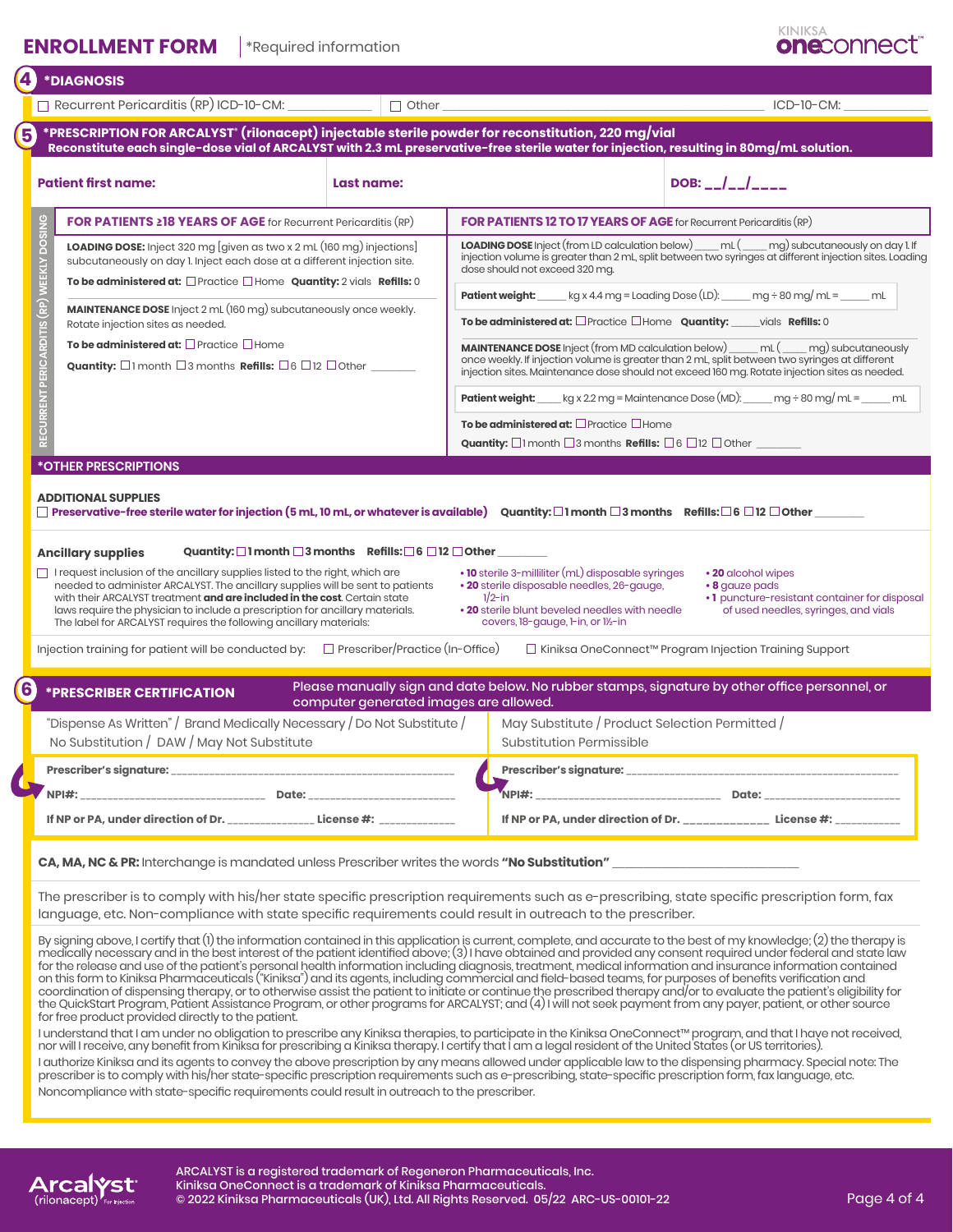# ENROLLMENT FORM

*Required information

## 4 *DIAGNOSIS

☐ Recurrent Pericarditis (RP) ICD-10-CM: ____________ ☐ Other ______________________________ ICD-10-CM: ____________

## 5 *PRESCRIPTION FOR ARCALYST® (rilonacept) injectable sterile powder for reconstitution, 220 mg/vial

**Reconstitute each single-dose vial of ARCALYST with 2.3 mL preservative-free sterile water for injection, resulting in 80mg/mL solution.**

**Patient first name:** ____________ **Last name:** ____________ **DOB:** __/__/____

### RECURRENT PERICARDITIS (RP) WEEKLY DOSING

**FOR PATIENTS ≥18 YEARS OF AGE** for Recurrent Pericarditis (RP)

**LOADING DOSE:** Inject 320 mg [given as two x 2 mL (160 mg) injections] subcutaneously on day 1. Inject each dose at a different injection site.

**To be administered at:** ☐ Practice ☐ Home **Quantity:** 2 vials **Refills:** 0

**MAINTENANCE DOSE** Inject 2 mL (160 mg) subcutaneously once weekly. Rotate injection sites as needed.

**To be administered at:** ☐ Practice ☐ Home

**Quantity:** ☐ 1 month ☐ 3 months **Refills:** ☐ 6 ☐ 12 ☐ Other ________

**FOR PATIENTS 12 TO 17 YEARS OF AGE** for Recurrent Pericarditis (RP)

**LOADING DOSE** Inject (from LD calculation below) ____ mL (____ mg) subcutaneously on day 1. If injection volume is greater than 2 mL, split between two syringes at different injection sites. Loading dose should not exceed 320 mg.

**Patient weight:** _____ kg x 4.4 mg = Loading Dose (LD): _____ mg ÷ 80 mg/ mL = _____ mL

**To be administered at:** ☐ Practice ☐ Home **Quantity:** _____ vials **Refills:** 0

**MAINTENANCE DOSE** Inject (from MD calculation below) _____ mL (____ mg) subcutaneously once weekly. If injection volume is greater than 2 mL, split between two syringes at different injection sites. Maintenance dose should not exceed 160 mg. Rotate injection sites as needed.

**Patient weight:** _____ kg x 2.2 mg = Maintenance Dose (MD): _____ mg ÷ 80 mg/ mL = _____ mL

**To be administered at:** ☐ Practice ☐ Home

**Quantity:** ☐ 1 month ☐ 3 months **Refills:** ☐ 6 ☐ 12 ☐ Other ________

## *OTHER PRESCRIPTIONS

**ADDITIONAL SUPPLIES**

☐ **Preservative-free sterile water for injection (5 mL, 10 mL, or whatever is available)** **Quantity:** ☐ **1 month** ☐ **3 months** **Refills:** ☐ **6** ☐ **12** ☐ **Other** ________

**Ancillary supplies** **Quantity:** ☐ **1 month** ☐ **3 months** **Refills:** ☐ **6** ☐ **12** ☐ **Other** ________

☐ I request inclusion of the ancillary supplies listed to the right, which are needed to administer ARCALYST. The ancillary supplies will be sent to patients with their ARCALYST treatment **and are included in the cost**. Certain state laws require the physician to include a prescription for ancillary materials. The label for ARCALYST requires the following ancillary materials:

- **10** sterile 3-milliliter (mL) disposable syringes
- **20** sterile disposable needles, 26-gauge, 1/2-in
- **20** sterile blunt beveled needles with needle covers, 18-gauge, 1-in, or 1½-in
- **20** alcohol wipes
- **8** gauze pads
- **1** puncture-resistant container for disposal of used needles, syringes, and vials

Injection training for patient will be conducted by: ☐ Prescriber/Practice (In-Office) ☐ Kiniksa OneConnect™ Program Injection Training Support

## 6 *PRESCRIBER CERTIFICATION

Please manually sign and date below. No rubber stamps, signature by other office personnel, or computer generated images are allowed.

"Dispense As Written" / Brand Medically Necessary / Do Not Substitute / No Substitution / DAW / May Not Substitute

**Prescriber's signature:** ______________________

**NPI#:** ______________ **Date:** ______________

**If NP or PA, under direction of Dr.** ____________ **License #:** ____________

May Substitute / Product Selection Permitted / Substitution Permissible

**Prescriber's signature:** ______________________

**NPI#:** ______________ **Date:** ______________

**If NP or PA, under direction of Dr.** ____________ **License #:** ____________

**CA, MA, NC & PR:** Interchange is mandated unless Prescriber writes the words **"No Substitution"** ______________________

The prescriber is to comply with his/her state specific prescription requirements such as e-prescribing, state specific prescription form, fax language, etc. Non-compliance with state specific requirements could result in outreach to the prescriber.

By signing above, I certify that (1) the information contained in this application is current, complete, and accurate to the best of my knowledge; (2) the therapy is medically necessary and in the best interest of the patient identified above; (3) I have obtained and provided any consent required under federal and state law for the release and use of the patient's personal health information including diagnosis, treatment, medical information and insurance information contained on this form to Kiniksa Pharmaceuticals ("Kiniksa") and its agents, including commercial and field-based teams, for purposes of benefits verification and coordination of dispensing therapy, or to otherwise assist the patient to initiate or continue the prescribed therapy and/or to evaluate the patient's eligibility for the QuickStart Program, Patient Assistance Program, or other programs for ARCALYST; and (4) I will not seek payment from any payer, patient, or other source for free product provided directly to the patient.

I understand that I am under no obligation to prescribe any Kiniksa therapies, to participate in the Kiniksa OneConnect™ program, and that I have not received, nor will I receive, any benefit from Kiniksa for prescribing a Kiniksa therapy. I certify that I am a legal resident of the United States (or US territories).

I authorize Kiniksa and its agents to convey the above prescription by any means allowed under applicable law to the dispensing pharmacy. Special note: The prescriber is to comply with his/her state-specific prescription requirements such as e-prescribing, state-specific prescription form, fax language, etc. Noncompliance with state-specific requirements could result in outreach to the prescriber.

ARCALYST is a registered trademark of Regeneron Pharmaceuticals, Inc.
Kiniksa OneConnect is a trademark of Kiniksa Pharmaceuticals.
© 2022 Kiniksa Pharmaceuticals (UK), Ltd. All Rights Reserved. 05/22 ARC-US-00101-22